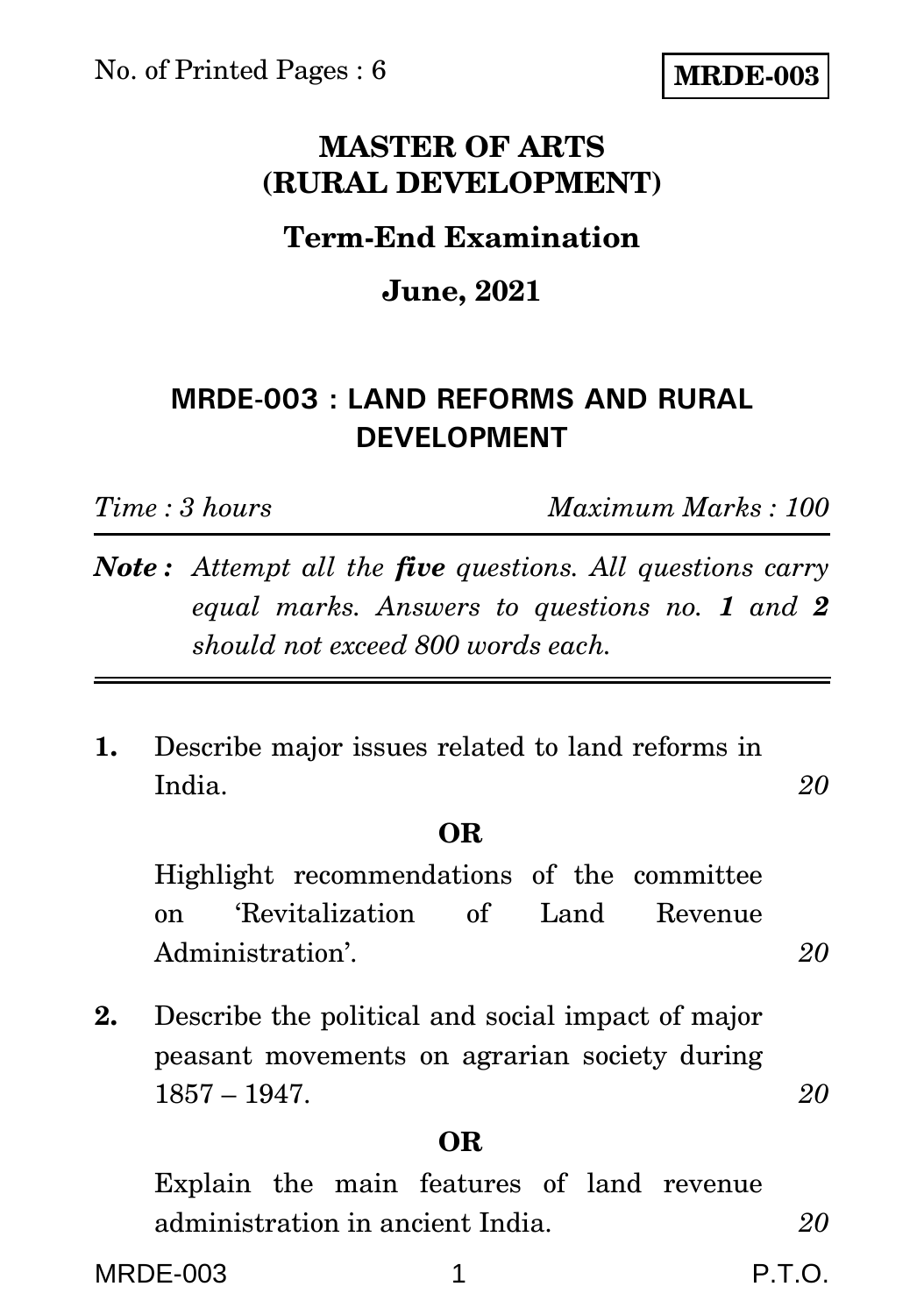No. of Printed Pages : 6

**MRDE-003**

# MASTER OF ARTS (RURAL DEVELOPMENT)

## Term-End Examination

## June, 2021

## MRDE-003 : LAND REFORMS AND RURAL DEVELOPMENT

*Time : 3 hours* *Maximum Marks : 100*

***Note :*** *Attempt all the **five** questions. All questions carry equal marks. Answers to questions no. **1** and **2** should not exceed 800 words each.*

---

**1.** Describe major issues related to land reforms in India. *20*

**OR**

Highlight recommendations of the committee on 'Revitalization of Land Revenue Administration'. *20*

**2.** Describe the political and social impact of major peasant movements on agrarian society during 1857 – 1947. *20*

**OR**

Explain the main features of land revenue administration in ancient India. *20*

P.T.O.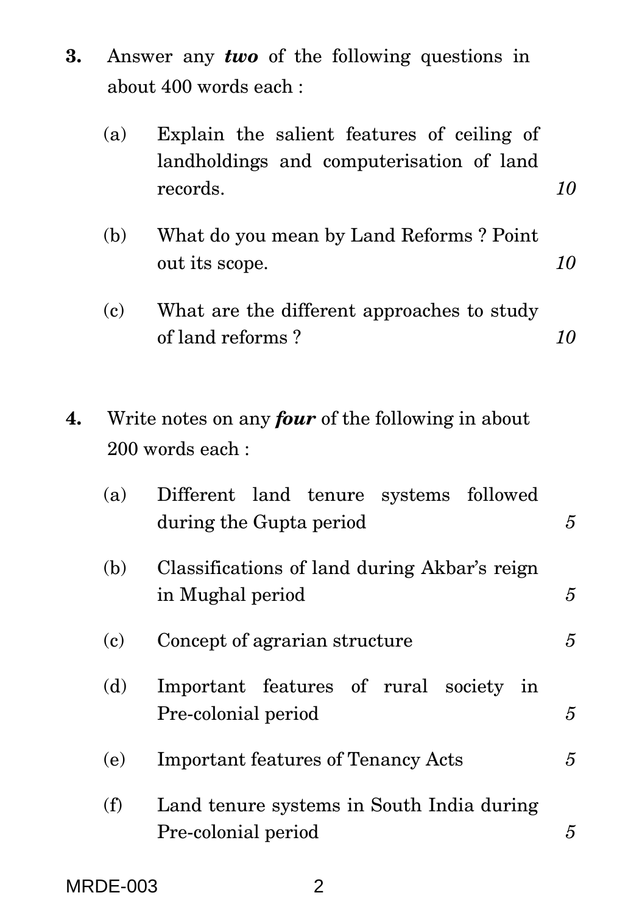**3.** Answer any ***two*** of the following questions in about 400 words each :

(a) Explain the salient features of ceiling of landholdings and computerisation of land records. *10*

(b) What do you mean by Land Reforms ? Point out its scope. *10*

(c) What are the different approaches to study of land reforms ? *10*

**4.** Write notes on any ***four*** of the following in about 200 words each :

(a) Different land tenure systems followed during the Gupta period *5*

(b) Classifications of land during Akbar's reign in Mughal period *5*

(c) Concept of agrarian structure *5*

(d) Important features of rural society in Pre-colonial period *5*

(e) Important features of Tenancy Acts *5*

(f) Land tenure systems in South India during Pre-colonial period *5*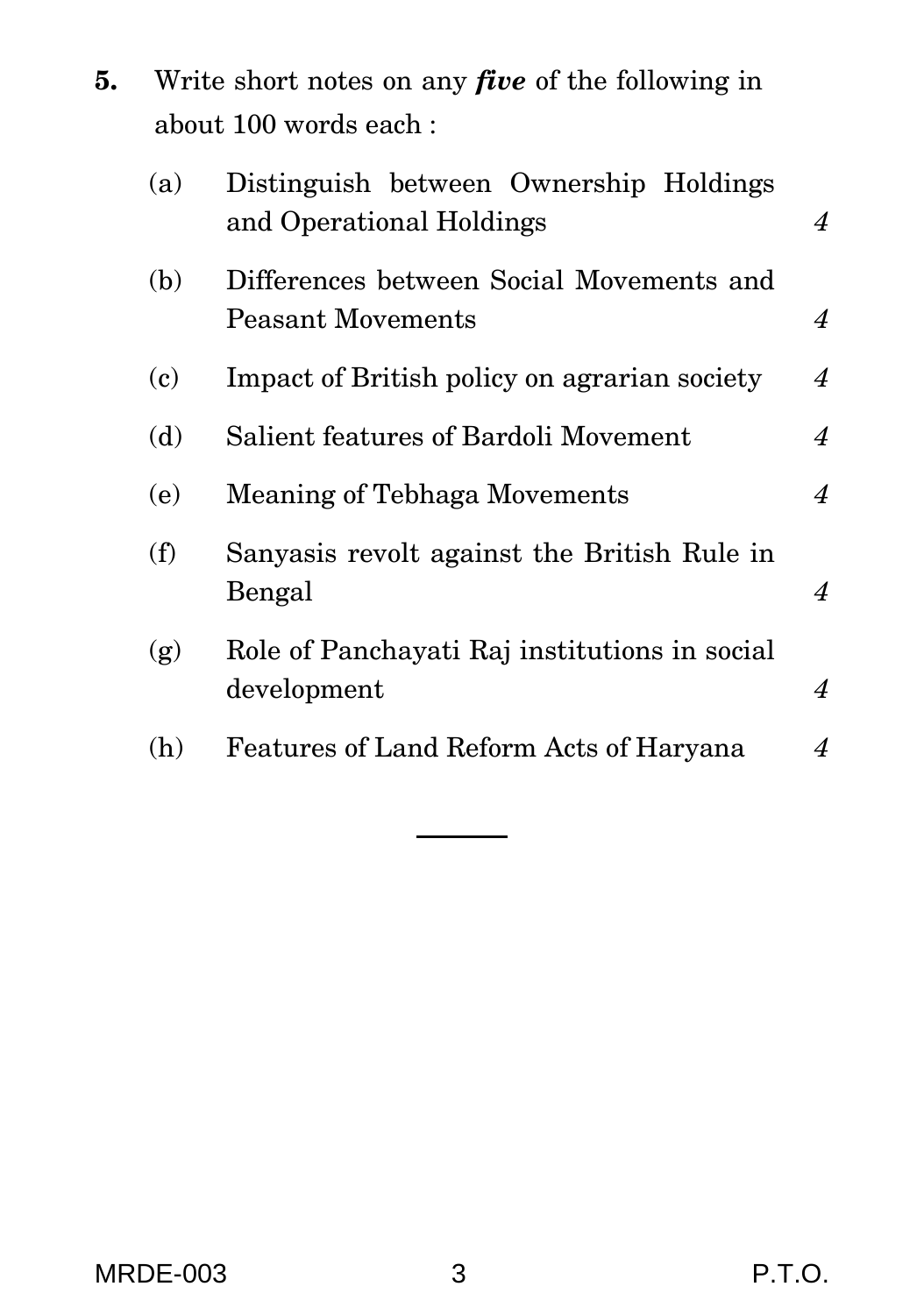**5.** Write short notes on any ***five*** of the following in about 100 words each :

(a) Distinguish between Ownership Holdings and Operational Holdings *4*

(b) Differences between Social Movements and Peasant Movements *4*

(c) Impact of British policy on agrarian society *4*

(d) Salient features of Bardoli Movement *4*

(e) Meaning of Tebhaga Movements *4*

(f) Sanyasis revolt against the British Rule in Bengal *4*

(g) Role of Panchayati Raj institutions in social development *4*

(h) Features of Land Reform Acts of Haryana *4*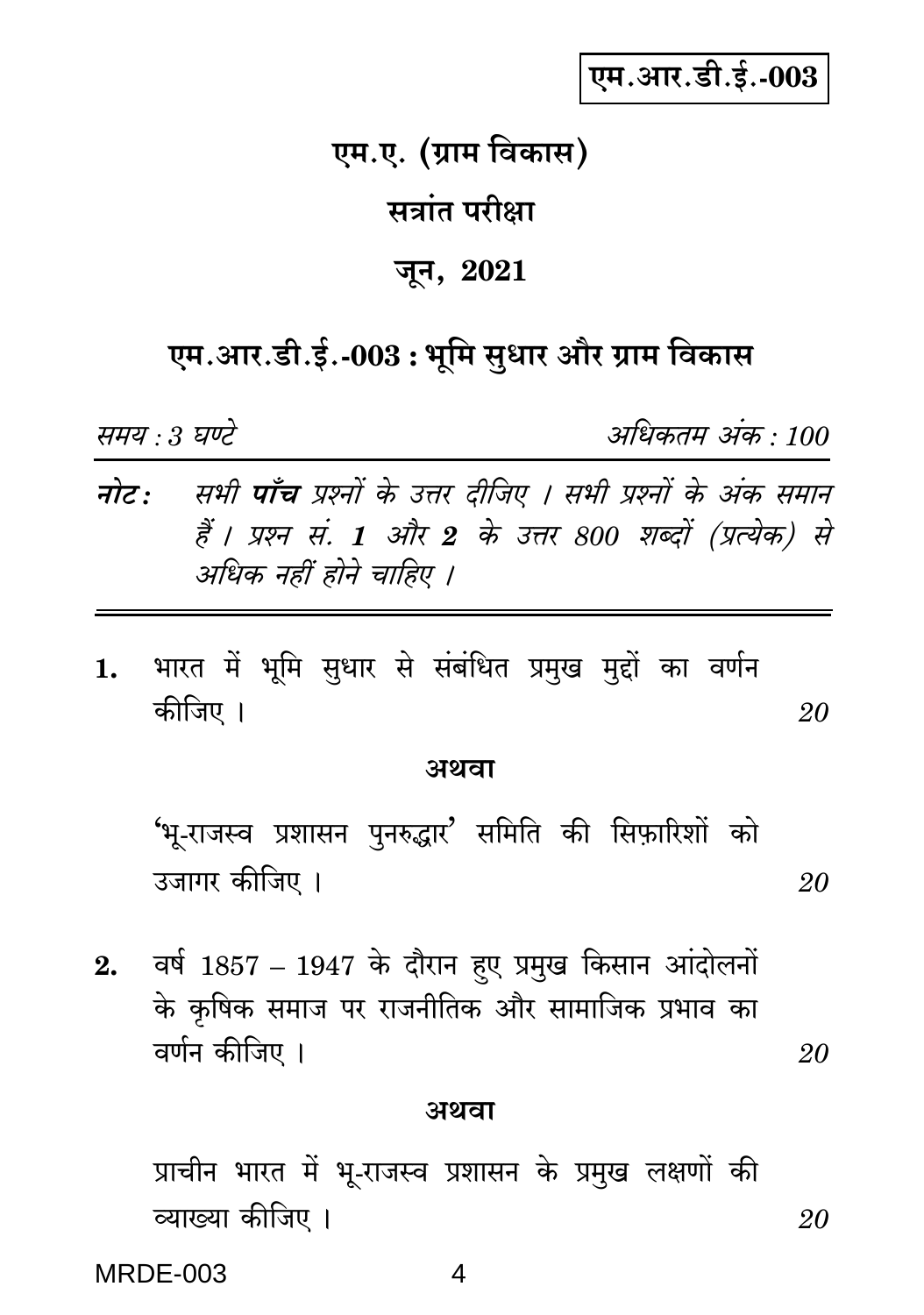एम.आर.डी.ई.-003

# एम.ए. (ग्राम विकास)

## सत्रांत परीक्षा

## जून, 2021

## एम.आर.डी.ई.-003 : भूमि सुधार और ग्राम विकास

*समय : 3 घण्टे* *अधिकतम अंक : 100*

***नोट :*** *सभी* ***पाँच*** *प्रश्नों के उत्तर दीजिए । सभी प्रश्नों के अंक समान हैं । प्रश्न सं.* ***1*** *और* ***2*** *के उत्तर 800 शब्दों (प्रत्येक) से अधिक नहीं होने चाहिए ।*

---

1. भारत में भूमि सुधार से संबंधित प्रमुख मुद्दों का वर्णन कीजिए । *20*

**अथवा**

'भू-राजस्व प्रशासन पुनरुद्धार' समिति की सिफ़ारिशों को उजागर कीजिए । *20*

2. वर्ष 1857 – 1947 के दौरान हुए प्रमुख किसान आंदोलनों के कृषिक समाज पर राजनीतिक और सामाजिक प्रभाव का वर्णन कीजिए । *20*

**अथवा**

प्राचीन भारत में भू-राजस्व प्रशासन के प्रमुख लक्षणों की व्याख्या कीजिए । *20*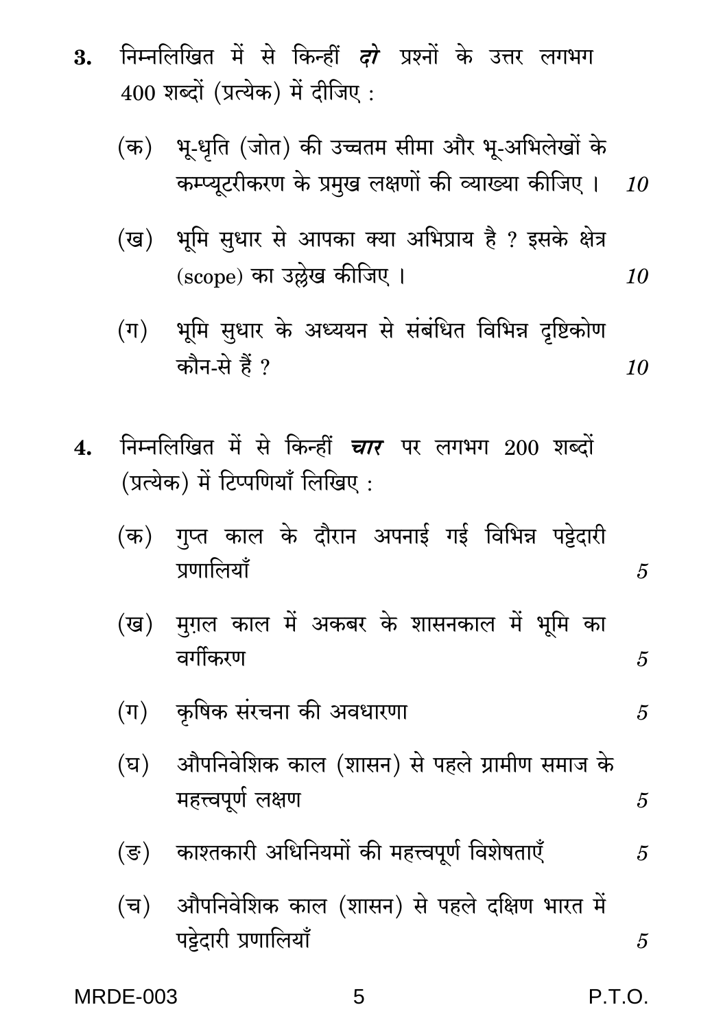3. निम्नलिखित में से किन्हीं ***दो*** प्रश्नों के उत्तर लगभग 400 शब्दों (प्रत्येक) में दीजिए :

   (क) भू-धृति (जोत) की उच्चतम सीमा और भू-अभिलेखों के कम्प्यूटरीकरण के प्रमुख लक्षणों की व्याख्या कीजिए । *10*

   (ख) भूमि सुधार से आपका क्या अभिप्राय है ? इसके क्षेत्र (scope) का उल्लेख कीजिए । *10*

   (ग) भूमि सुधार के अध्ययन से संबंधित विभिन्न दृष्टिकोण कौन-से हैं ? *10*

4. निम्नलिखित में से किन्हीं ***चार*** पर लगभग 200 शब्दों (प्रत्येक) में टिप्पणियाँ लिखिए :

   (क) गुप्त काल के दौरान अपनाई गई विभिन्न पट्टेदारी प्रणालियाँ *5*

   (ख) मुग़ल काल में अकबर के शासनकाल में भूमि का वर्गीकरण *5*

   (ग) कृषिक संरचना की अवधारणा *5*

   (घ) औपनिवेशिक काल (शासन) से पहले ग्रामीण समाज के महत्त्वपूर्ण लक्षण *5*

   (ङ) काश्तकारी अधिनियमों की महत्त्वपूर्ण विशेषताएँ *5*

   (च) औपनिवेशिक काल (शासन) से पहले दक्षिण भारत में पट्टेदारी प्रणालियाँ *5*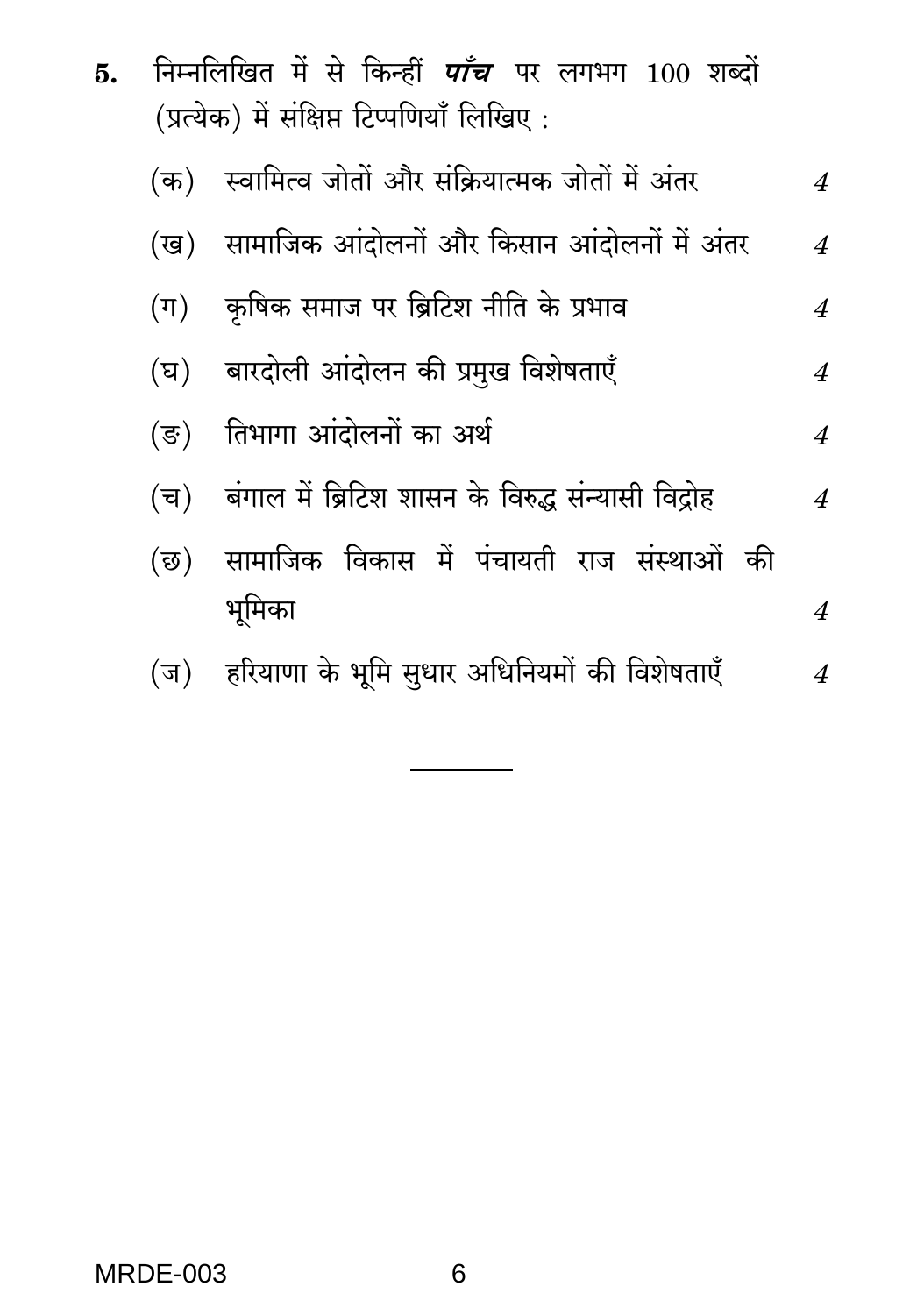**5.** निम्नलिखित में से किन्हीं ***पाँच*** पर लगभग 100 शब्दों (प्रत्येक) में संक्षिप्त टिप्पणियाँ लिखिए :

(क) स्वामित्व जोतों और संक्रियात्मक जोतों में अंतर *4*

(ख) सामाजिक आंदोलनों और किसान आंदोलनों में अंतर *4*

(ग) कृषिक समाज पर ब्रिटिश नीति के प्रभाव *4*

(घ) बारदोली आंदोलन की प्रमुख विशेषताएँ *4*

(ङ) तिभागा आंदोलनों का अर्थ *4*

(च) बंगाल में ब्रिटिश शासन के विरुद्ध संन्यासी विद्रोह *4*

(छ) सामाजिक विकास में पंचायती राज संस्थाओं की भूमिका *4*

(ज) हरियाणा के भूमि सुधार अधिनियमों की विशेषताएँ *4*

---